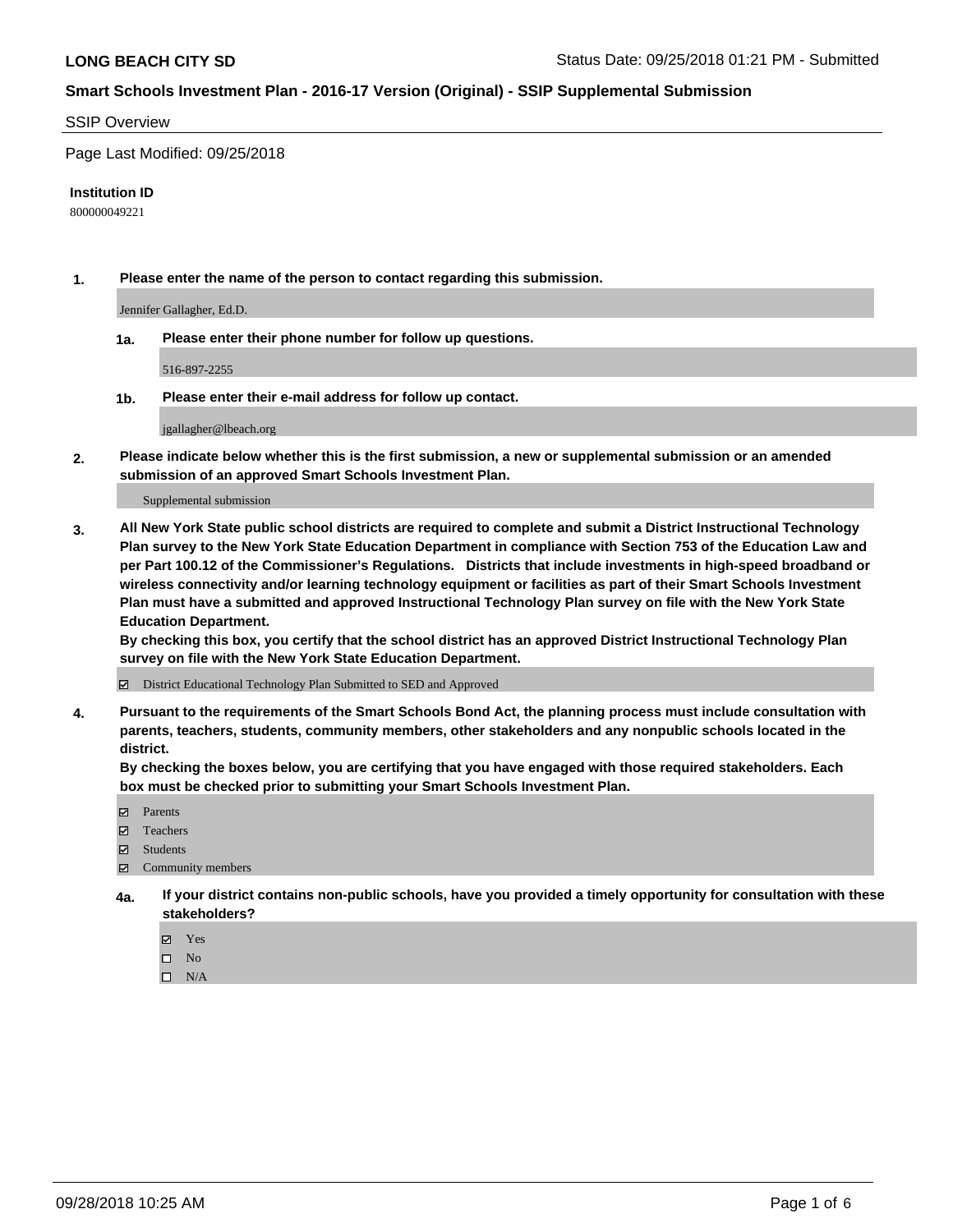**LONG BEACH CITY SD** Status Date: 09/25/2018 01:21 PM - Submitted

## Smart Schools Investment Plan - 2016-17 Version (Original) - SSIP Supplemental Submission

SSIP Overview

Page Last Modified: 09/25/2018

**Institution ID**

800000049221

**1. Please enter the name of the person to contact regarding this submission.**

Jennifer Gallagher, Ed.D.

**1a. Please enter their phone number for follow up questions.**

516-897-2255

**1b. Please enter their e-mail address for follow up contact.**

jgallagher@lbeach.org

**2. Please indicate below whether this is the first submission, a new or supplemental submission or an amended submission of an approved Smart Schools Investment Plan.**

Supplemental submission

**3. All New York State public school districts are required to complete and submit a District Instructional Technology Plan survey to the New York State Education Department in compliance with Section 753 of the Education Law and per Part 100.12 of the Commissioner's Regulations. Districts that include investments in high-speed broadband or wireless connectivity and/or learning technology equipment or facilities as part of their Smart Schools Investment Plan must have a submitted and approved Instructional Technology Plan survey on file with the New York State Education Department.**
**By checking this box, you certify that the school district has an approved District Instructional Technology Plan survey on file with the New York State Education Department.**

☑ District Educational Technology Plan Submitted to SED and Approved

**4. Pursuant to the requirements of the Smart Schools Bond Act, the planning process must include consultation with parents, teachers, students, community members, other stakeholders and any nonpublic schools located in the district.**
**By checking the boxes below, you are certifying that you have engaged with those required stakeholders. Each box must be checked prior to submitting your Smart Schools Investment Plan.**

☑ Parents
☑ Teachers
☑ Students
☑ Community members

**4a. If your district contains non-public schools, have you provided a timely opportunity for consultation with these stakeholders?**

☑ Yes
☐ No
☐ N/A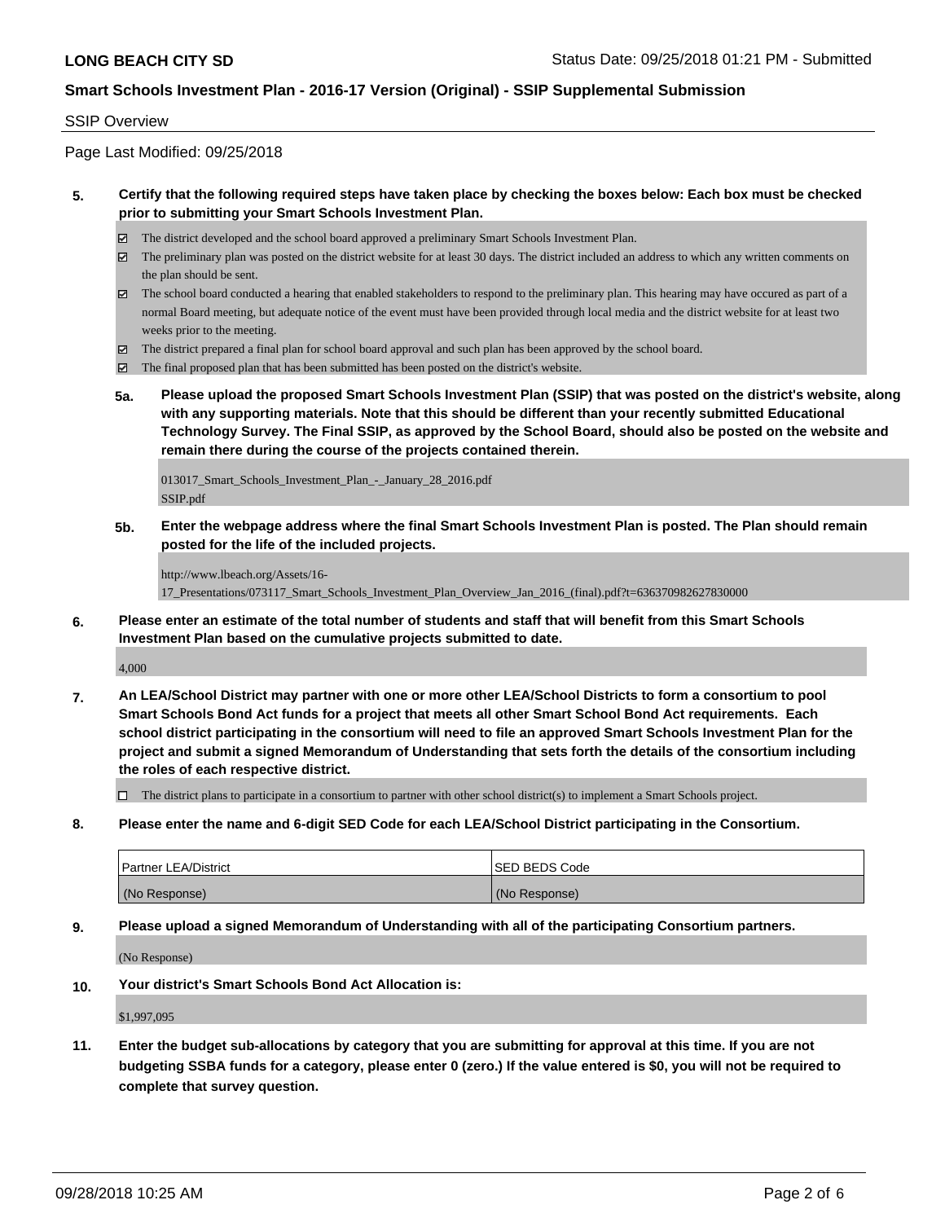**LONG BEACH CITY SD** Status Date: 09/25/2018 01:21 PM - Submitted

**Smart Schools Investment Plan - 2016-17 Version (Original) - SSIP Supplemental Submission**

SSIP Overview

Page Last Modified: 09/25/2018

**5. Certify that the following required steps have taken place by checking the boxes below: Each box must be checked prior to submitting your Smart Schools Investment Plan.**

- ☑ The district developed and the school board approved a preliminary Smart Schools Investment Plan.
- ☑ The preliminary plan was posted on the district website for at least 30 days. The district included an address to which any written comments on the plan should be sent.
- ☑ The school board conducted a hearing that enabled stakeholders to respond to the preliminary plan. This hearing may have occured as part of a normal Board meeting, but adequate notice of the event must have been provided through local media and the district website for at least two weeks prior to the meeting.
- ☑ The district prepared a final plan for school board approval and such plan has been approved by the school board.
- ☑ The final proposed plan that has been submitted has been posted on the district's website.

**5a. Please upload the proposed Smart Schools Investment Plan (SSIP) that was posted on the district's website, along with any supporting materials. Note that this should be different than your recently submitted Educational Technology Survey. The Final SSIP, as approved by the School Board, should also be posted on the website and remain there during the course of the projects contained therein.**

013017_Smart_Schools_Investment_Plan_-_January_28_2016.pdf
SSIP.pdf

**5b. Enter the webpage address where the final Smart Schools Investment Plan is posted. The Plan should remain posted for the life of the included projects.**

http://www.lbeach.org/Assets/16-17_Presentations/073117_Smart_Schools_Investment_Plan_Overview_Jan_2016_(final).pdf?t=636370982627830000

**6. Please enter an estimate of the total number of students and staff that will benefit from this Smart Schools Investment Plan based on the cumulative projects submitted to date.**

4,000

**7. An LEA/School District may partner with one or more other LEA/School Districts to form a consortium to pool Smart Schools Bond Act funds for a project that meets all other Smart School Bond Act requirements. Each school district participating in the consortium will need to file an approved Smart Schools Investment Plan for the project and submit a signed Memorandum of Understanding that sets forth the details of the consortium including the roles of each respective district.**

- ☐ The district plans to participate in a consortium to partner with other school district(s) to implement a Smart Schools project.

**8. Please enter the name and 6-digit SED Code for each LEA/School District participating in the Consortium.**

| Partner LEA/District | SED BEDS Code |
| --- | --- |
| (No Response) | (No Response) |

**9. Please upload a signed Memorandum of Understanding with all of the participating Consortium partners.**

(No Response)

**10. Your district's Smart Schools Bond Act Allocation is:**

$1,997,095

**11. Enter the budget sub-allocations by category that you are submitting for approval at this time. If you are not budgeting SSBA funds for a category, please enter 0 (zero.) If the value entered is $0, you will not be required to complete that survey question.**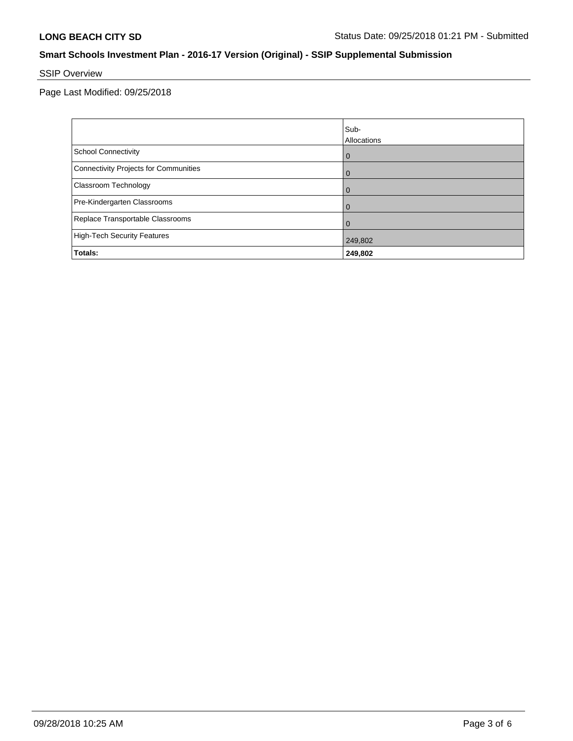**LONG BEACH CITY SD** Status Date: 09/25/2018 01:21 PM - Submitted

## Smart Schools Investment Plan - 2016-17 Version (Original) - SSIP Supplemental Submission

SSIP Overview

Page Last Modified: 09/25/2018

| | Sub-Allocations |
|---|---|
| School Connectivity | 0 |
| Connectivity Projects for Communities | 0 |
| Classroom Technology | 0 |
| Pre-Kindergarten Classrooms | 0 |
| Replace Transportable Classrooms | 0 |
| High-Tech Security Features | 249,802 |
| **Totals:** | **249,802** |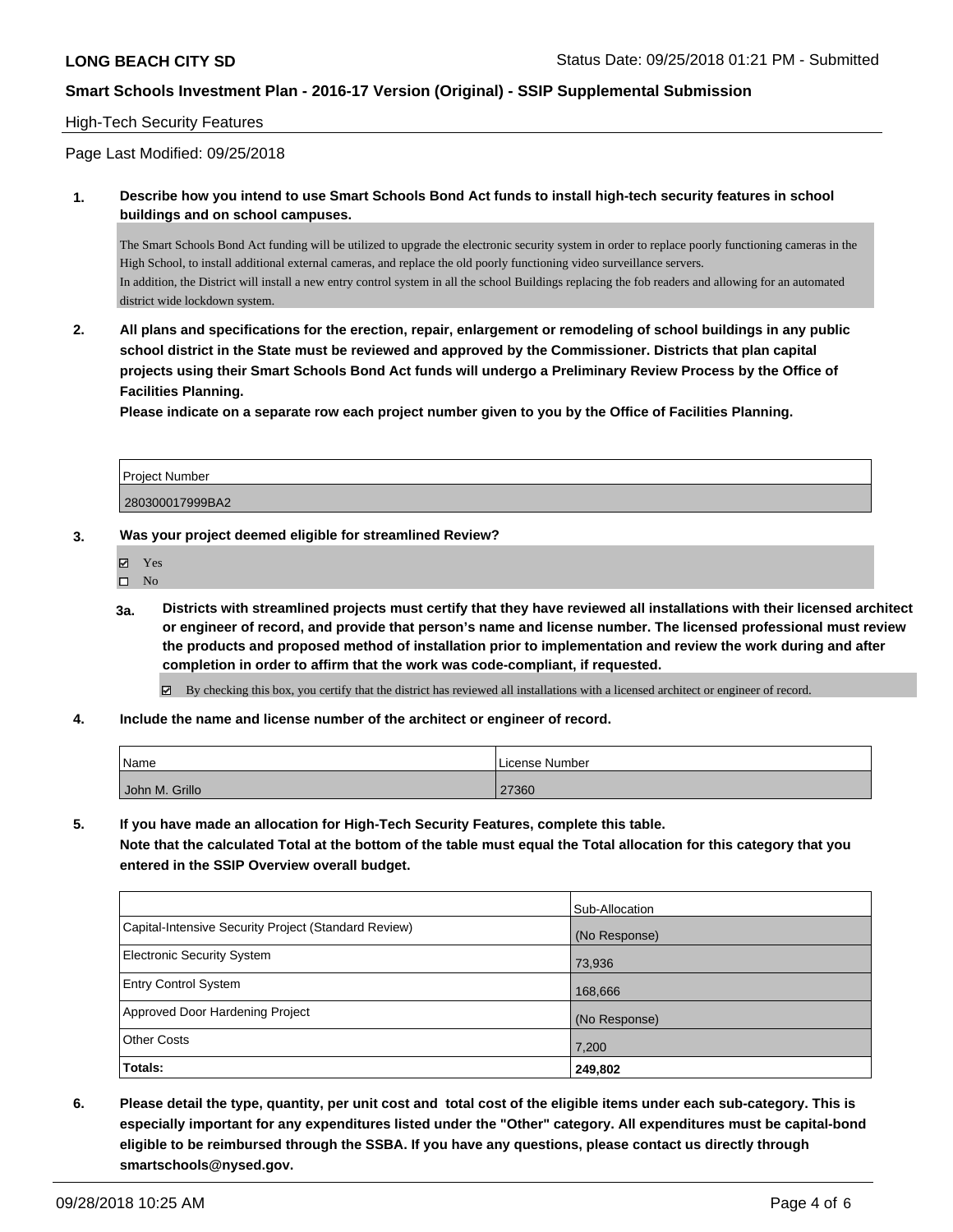**LONG BEACH CITY SD** Status Date: 09/25/2018 01:21 PM - Submitted

**Smart Schools Investment Plan - 2016-17 Version (Original) - SSIP Supplemental Submission**

High-Tech Security Features

Page Last Modified: 09/25/2018

**1. Describe how you intend to use Smart Schools Bond Act funds to install high-tech security features in school buildings and on school campuses.**

The Smart Schools Bond Act funding will be utilized to upgrade the electronic security system in order to replace poorly functioning cameras in the High School, to install additional external cameras, and replace the old poorly functioning video surveillance servers.
In addition, the District will install a new entry control system in all the school Buildings replacing the fob readers and allowing for an automated district wide lockdown system.

**2. All plans and specifications for the erection, repair, enlargement or remodeling of school buildings in any public school district in the State must be reviewed and approved by the Commissioner. Districts that plan capital projects using their Smart Schools Bond Act funds will undergo a Preliminary Review Process by the Office of Facilities Planning.**
**Please indicate on a separate row each project number given to you by the Office of Facilities Planning.**

| Project Number |
|---|
| 280300017999BA2 |

**3. Was your project deemed eligible for streamlined Review?**

- ☑ Yes
- ☐ No

**3a. Districts with streamlined projects must certify that they have reviewed all installations with their licensed architect or engineer of record, and provide that person's name and license number. The licensed professional must review the products and proposed method of installation prior to implementation and review the work during and after completion in order to affirm that the work was code-compliant, if requested.**

☑ By checking this box, you certify that the district has reviewed all installations with a licensed architect or engineer of record.

**4. Include the name and license number of the architect or engineer of record.**

| Name | License Number |
|---|---|
| John M. Grillo | 27360 |

**5. If you have made an allocation for High-Tech Security Features, complete this table.**
**Note that the calculated Total at the bottom of the table must equal the Total allocation for this category that you entered in the SSIP Overview overall budget.**

| | Sub-Allocation |
|---|---|
| Capital-Intensive Security Project (Standard Review) | (No Response) |
| Electronic Security System | 73,936 |
| Entry Control System | 168,666 |
| Approved Door Hardening Project | (No Response) |
| Other Costs | 7,200 |
| **Totals:** | **249,802** |

**6. Please detail the type, quantity, per unit cost and total cost of the eligible items under each sub-category. This is especially important for any expenditures listed under the "Other" category. All expenditures must be capital-bond eligible to be reimbursed through the SSBA. If you have any questions, please contact us directly through smartschools@nysed.gov.**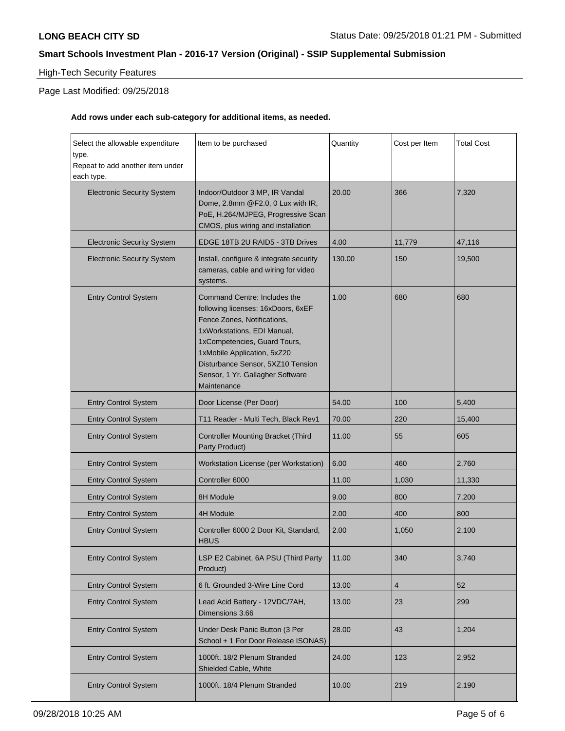**LONG BEACH CITY SD**

Status Date: 09/25/2018 01:21 PM - Submitted

**Smart Schools Investment Plan - 2016-17 Version (Original) - SSIP Supplemental Submission**

High-Tech Security Features

Page Last Modified: 09/25/2018

**Add rows under each sub-category for additional items, as needed.**

| Select the allowable expenditure type. Repeat to add another item under each type. | Item to be purchased | Quantity | Cost per Item | Total Cost |
|---|---|---|---|---|
| Electronic Security System | Indoor/Outdoor 3 MP, IR Vandal Dome, 2.8mm @F2.0, 0 Lux with IR, PoE, H.264/MJPEG, Progressive Scan CMOS, plus wiring and installation | 20.00 | 366 | 7,320 |
| Electronic Security System | EDGE 18TB 2U RAID5 - 3TB Drives | 4.00 | 11,779 | 47,116 |
| Electronic Security System | Install, configure & integrate security cameras, cable and wiring for video systems. | 130.00 | 150 | 19,500 |
| Entry Control System | Command Centre: Includes the following licenses: 16xDoors, 6xEF Fence Zones, Notifications, 1xWorkstations, EDI Manual, 1xCompetencies, Guard Tours, 1xMobile Application, 5xZ20 Disturbance Sensor, 5XZ10 Tension Sensor, 1 Yr. Gallagher Software Maintenance | 1.00 | 680 | 680 |
| Entry Control System | Door License (Per Door) | 54.00 | 100 | 5,400 |
| Entry Control System | T11 Reader - Multi Tech, Black Rev1 | 70.00 | 220 | 15,400 |
| Entry Control System | Controller Mounting Bracket (Third Party Product) | 11.00 | 55 | 605 |
| Entry Control System | Workstation License (per Workstation) | 6.00 | 460 | 2,760 |
| Entry Control System | Controller 6000 | 11.00 | 1,030 | 11,330 |
| Entry Control System | 8H Module | 9.00 | 800 | 7,200 |
| Entry Control System | 4H Module | 2.00 | 400 | 800 |
| Entry Control System | Controller 6000 2 Door Kit, Standard, HBUS | 2.00 | 1,050 | 2,100 |
| Entry Control System | LSP E2 Cabinet, 6A PSU (Third Party Product) | 11.00 | 340 | 3,740 |
| Entry Control System | 6 ft. Grounded 3-Wire Line Cord | 13.00 | 4 | 52 |
| Entry Control System | Lead Acid Battery - 12VDC/7AH, Dimensions 3.66 | 13.00 | 23 | 299 |
| Entry Control System | Under Desk Panic Button (3 Per School + 1 For Door Release ISONAS) | 28.00 | 43 | 1,204 |
| Entry Control System | 1000ft. 18/2 Plenum Stranded Shielded Cable, White | 24.00 | 123 | 2,952 |
| Entry Control System | 1000ft. 18/4 Plenum Stranded | 10.00 | 219 | 2,190 |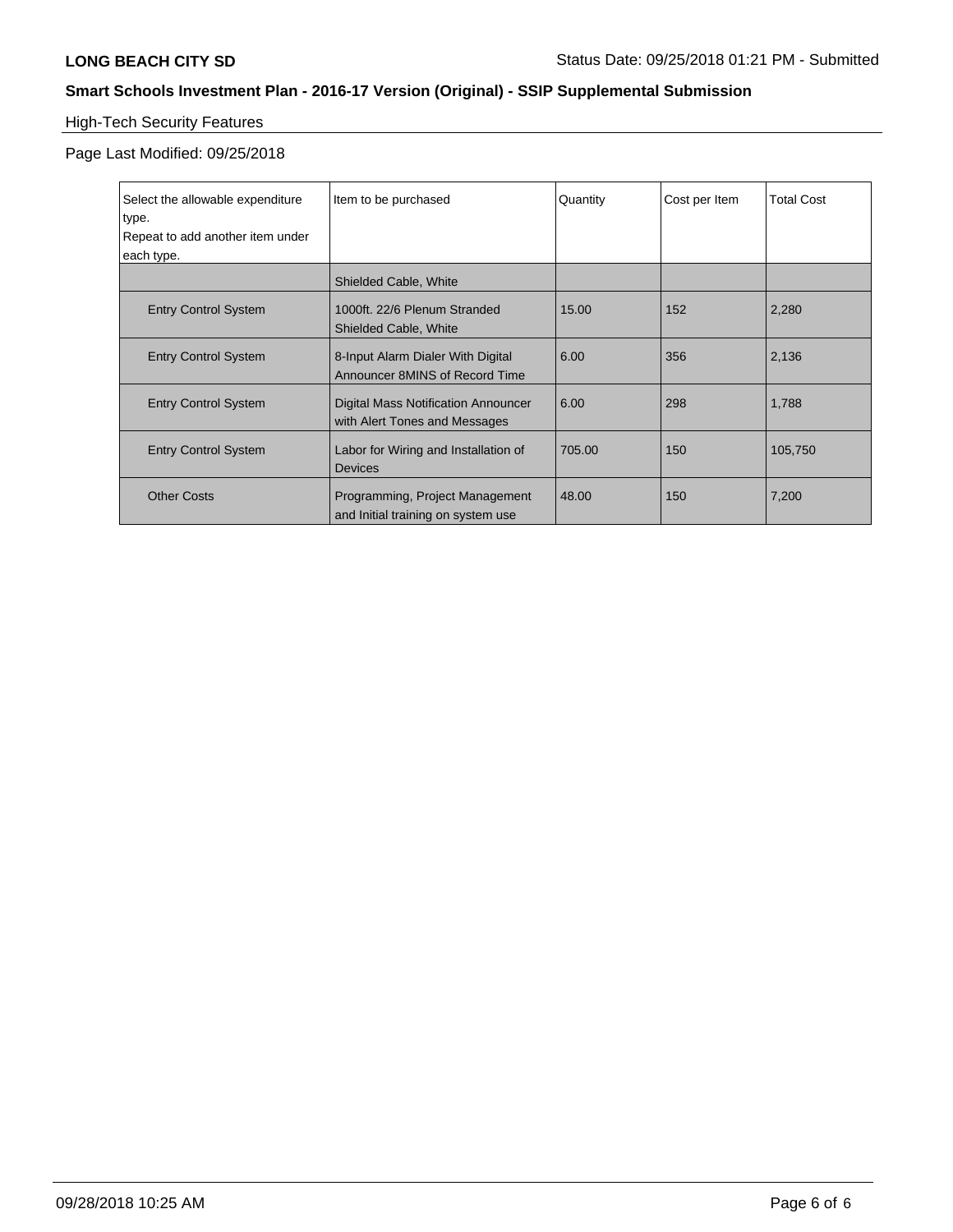**LONG BEACH CITY SD** Status Date: 09/25/2018 01:21 PM - Submitted

**Smart Schools Investment Plan - 2016-17 Version (Original) - SSIP Supplemental Submission**

High-Tech Security Features

Page Last Modified: 09/25/2018

| Select the allowable expenditure type. Repeat to add another item under each type. | Item to be purchased | Quantity | Cost per Item | Total Cost |
|---|---|---|---|---|
| | Shielded Cable, White | | | |
| Entry Control System | 1000ft. 22/6 Plenum Stranded Shielded Cable, White | 15.00 | 152 | 2,280 |
| Entry Control System | 8-Input Alarm Dialer With Digital Announcer 8MINS of Record Time | 6.00 | 356 | 2,136 |
| Entry Control System | Digital Mass Notification Announcer with Alert Tones and Messages | 6.00 | 298 | 1,788 |
| Entry Control System | Labor for Wiring and Installation of Devices | 705.00 | 150 | 105,750 |
| Other Costs | Programming, Project Management and Initial training on system use | 48.00 | 150 | 7,200 |